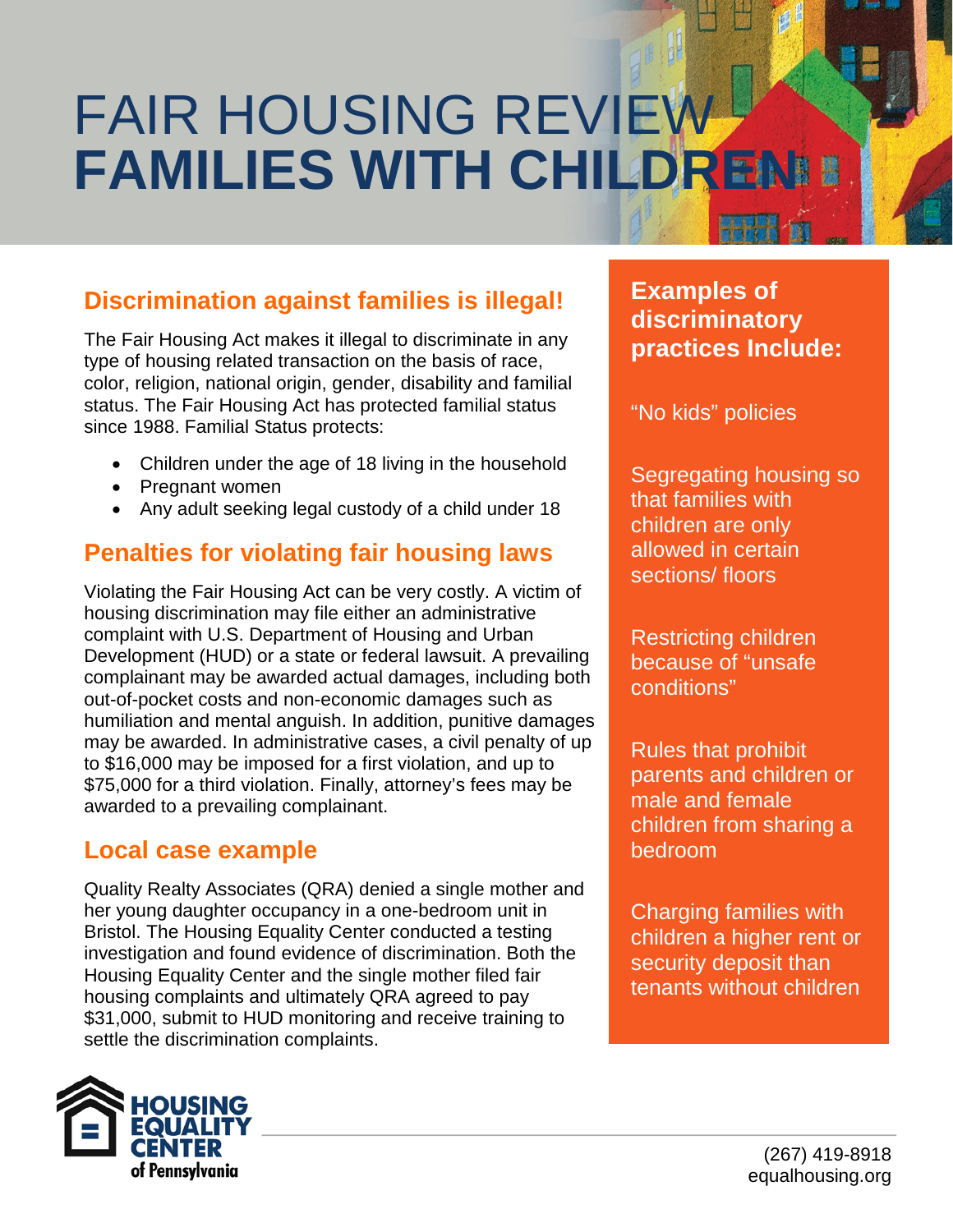# FAIR HOUSING REVIEW
# **FAMILIES WITH CHILDREN**

## Discrimination against families is illegal!

The Fair Housing Act makes it illegal to discriminate in any type of housing related transaction on the basis of race, color, religion, national origin, gender, disability and familial status. The Fair Housing Act has protected familial status since 1988. Familial Status protects:

- Children under the age of 18 living in the household
- Pregnant women
- Any adult seeking legal custody of a child under 18

## Penalties for violating fair housing laws

Violating the Fair Housing Act can be very costly. A victim of housing discrimination may file either an administrative complaint with U.S. Department of Housing and Urban Development (HUD) or a state or federal lawsuit. A prevailing complainant may be awarded actual damages, including both out-of-pocket costs and non-economic damages such as humiliation and mental anguish. In addition, punitive damages may be awarded. In administrative cases, a civil penalty of up to $16,000 may be imposed for a first violation, and up to $75,000 for a third violation. Finally, attorney's fees may be awarded to a prevailing complainant.

## Local case example

Quality Realty Associates (QRA) denied a single mother and her young daughter occupancy in a one-bedroom unit in Bristol. The Housing Equality Center conducted a testing investigation and found evidence of discrimination. Both the Housing Equality Center and the single mother filed fair housing complaints and ultimately QRA agreed to pay $31,000, submit to HUD monitoring and receive training to settle the discrimination complaints.

## Examples of discriminatory practices Include:

"No kids" policies

Segregating housing so that families with children are only allowed in certain sections/ floors

Restricting children because of "unsafe conditions"

Rules that prohibit parents and children or male and female children from sharing a bedroom

Charging families with children a higher rent or security deposit than tenants without children

**HOUSING EQUALITY CENTER of Pennsylvania**

(267) 419-8918
equalhousing.org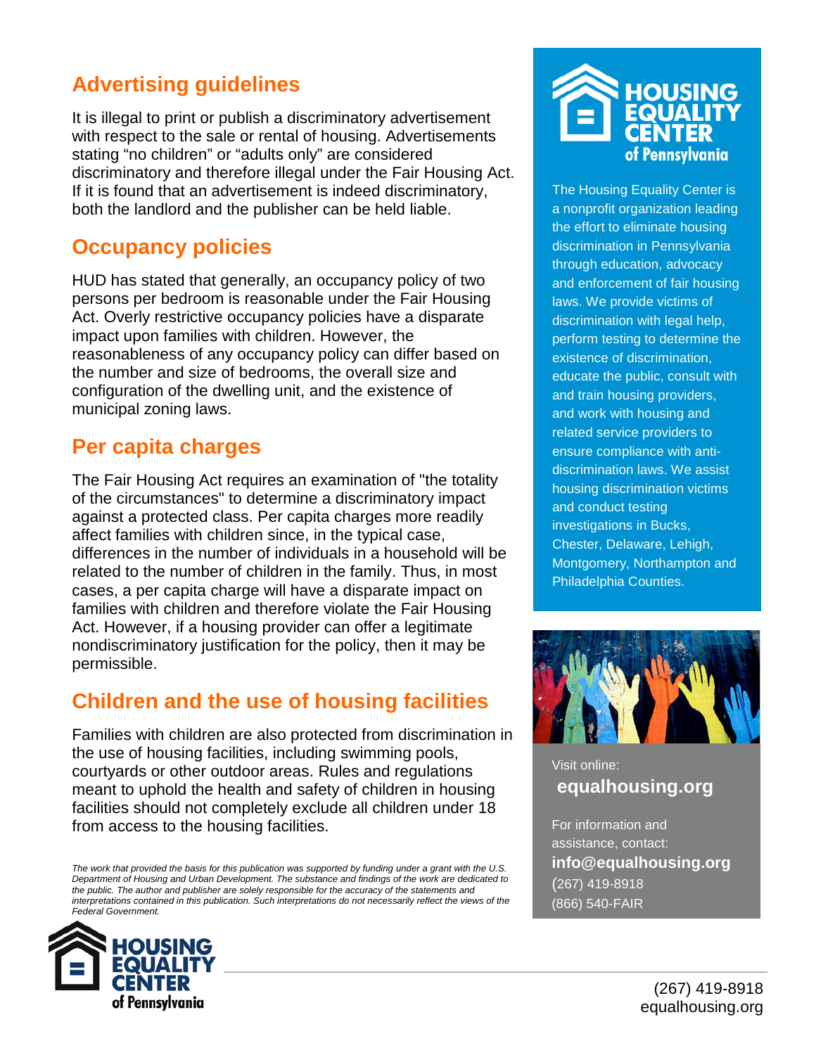## Advertising guidelines

It is illegal to print or publish a discriminatory advertisement with respect to the sale or rental of housing. Advertisements stating "no children" or "adults only" are considered discriminatory and therefore illegal under the Fair Housing Act. If it is found that an advertisement is indeed discriminatory, both the landlord and the publisher can be held liable.

## Occupancy policies

HUD has stated that generally, an occupancy policy of two persons per bedroom is reasonable under the Fair Housing Act. Overly restrictive occupancy policies have a disparate impact upon families with children. However, the reasonableness of any occupancy policy can differ based on the number and size of bedrooms, the overall size and configuration of the dwelling unit, and the existence of municipal zoning laws.

## Per capita charges

The Fair Housing Act requires an examination of "the totality of the circumstances" to determine a discriminatory impact against a protected class. Per capita charges more readily affect families with children since, in the typical case, differences in the number of individuals in a household will be related to the number of children in the family. Thus, in most cases, a per capita charge will have a disparate impact on families with children and therefore violate the Fair Housing Act. However, if a housing provider can offer a legitimate nondiscriminatory justification for the policy, then it may be permissible.

## Children and the use of housing facilities

Families with children are also protected from discrimination in the use of housing facilities, including swimming pools, courtyards or other outdoor areas. Rules and regulations meant to uphold the health and safety of children in housing facilities should not completely exclude all children under 18 from access to the housing facilities.

*The work that provided the basis for this publication was supported by funding under a grant with the U.S. Department of Housing and Urban Development. The substance and findings of the work are dedicated to the public. The author and publisher are solely responsible for the accuracy of the statements and interpretations contained in this publication. Such interpretations do not necessarily reflect the views of the Federal Government.*

**HOUSING EQUALITY CENTER of Pennsylvania**

The Housing Equality Center is a nonprofit organization leading the effort to eliminate housing discrimination in Pennsylvania through education, advocacy and enforcement of fair housing laws. We provide victims of discrimination with legal help, perform testing to determine the existence of discrimination, educate the public, consult with and train housing providers, and work with housing and related service providers to ensure compliance with anti-discrimination laws. We assist housing discrimination victims and conduct testing investigations in Bucks, Chester, Delaware, Lehigh, Montgomery, Northampton and Philadelphia Counties.

Visit online:
**equalhousing.org**

For information and assistance, contact:
**info@equalhousing.org**
(267) 419-8918
(866) 540-FAIR

**HOUSING EQUALITY CENTER of Pennsylvania**

(267) 419-8918
equalhousing.org